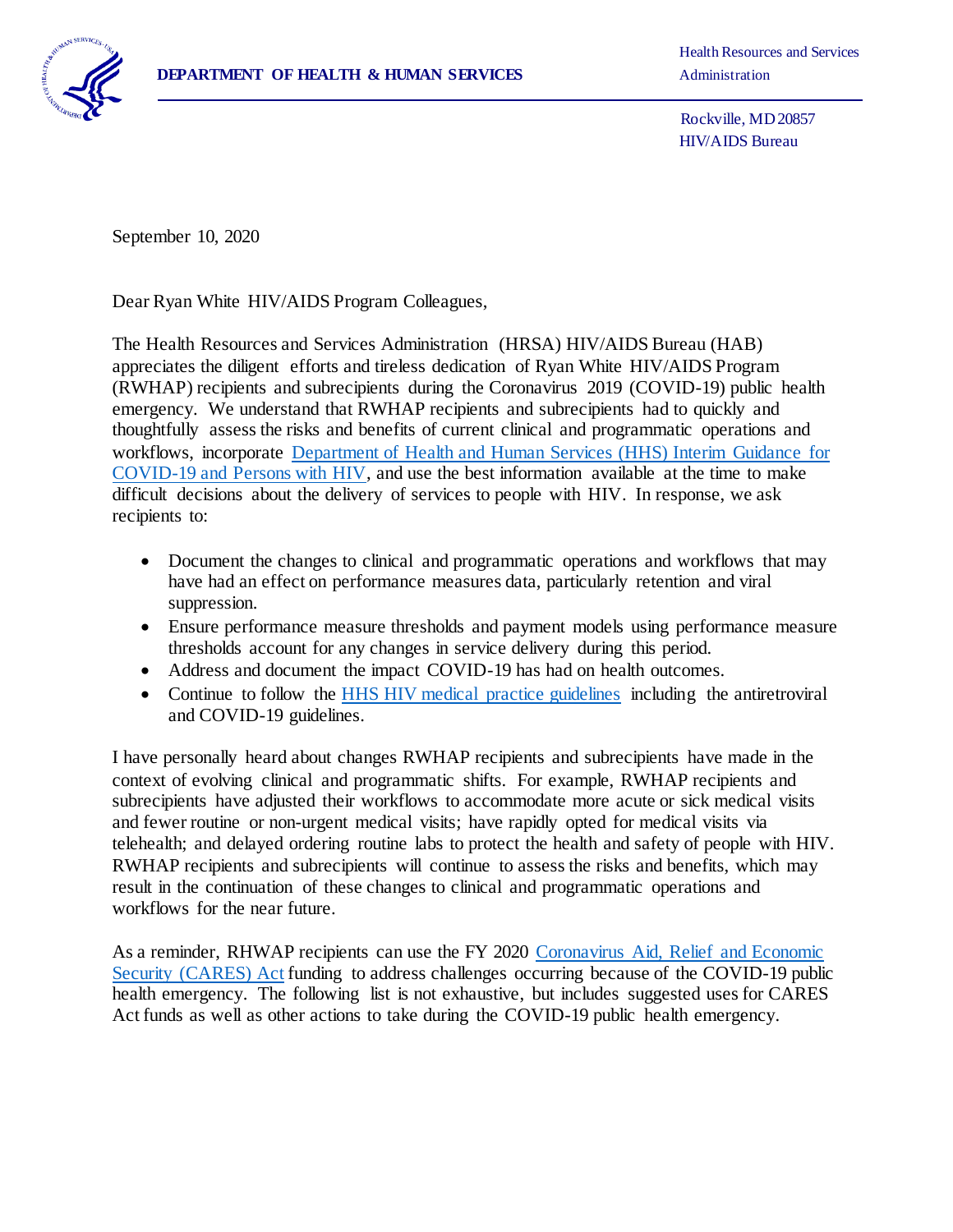**DEPARTMENT OF HEALTH & HUMAN SERVICES**

Health Resources and Services Administration

Rockville, MD 20857
HIV/AIDS Bureau

September 10, 2020

Dear Ryan White HIV/AIDS Program Colleagues,

The Health Resources and Services Administration (HRSA) HIV/AIDS Bureau (HAB) appreciates the diligent efforts and tireless dedication of Ryan White HIV/AIDS Program (RWHAP) recipients and subrecipients during the Coronavirus 2019 (COVID-19) public health emergency. We understand that RWHAP recipients and subrecipients had to quickly and thoughtfully assess the risks and benefits of current clinical and programmatic operations and workflows, incorporate Department of Health and Human Services (HHS) Interim Guidance for COVID-19 and Persons with HIV, and use the best information available at the time to make difficult decisions about the delivery of services to people with HIV. In response, we ask recipients to:

- Document the changes to clinical and programmatic operations and workflows that may have had an effect on performance measures data, particularly retention and viral suppression.
- Ensure performance measure thresholds and payment models using performance measure thresholds account for any changes in service delivery during this period.
- Address and document the impact COVID-19 has had on health outcomes.
- Continue to follow the HHS HIV medical practice guidelines including the antiretroviral and COVID-19 guidelines.

I have personally heard about changes RWHAP recipients and subrecipients have made in the context of evolving clinical and programmatic shifts. For example, RWHAP recipients and subrecipients have adjusted their workflows to accommodate more acute or sick medical visits and fewer routine or non-urgent medical visits; have rapidly opted for medical visits via telehealth; and delayed ordering routine labs to protect the health and safety of people with HIV. RWHAP recipients and subrecipients will continue to assess the risks and benefits, which may result in the continuation of these changes to clinical and programmatic operations and workflows for the near future.

As a reminder, RHWAP recipients can use the FY 2020 Coronavirus Aid, Relief and Economic Security (CARES) Act funding to address challenges occurring because of the COVID-19 public health emergency. The following list is not exhaustive, but includes suggested uses for CARES Act funds as well as other actions to take during the COVID-19 public health emergency.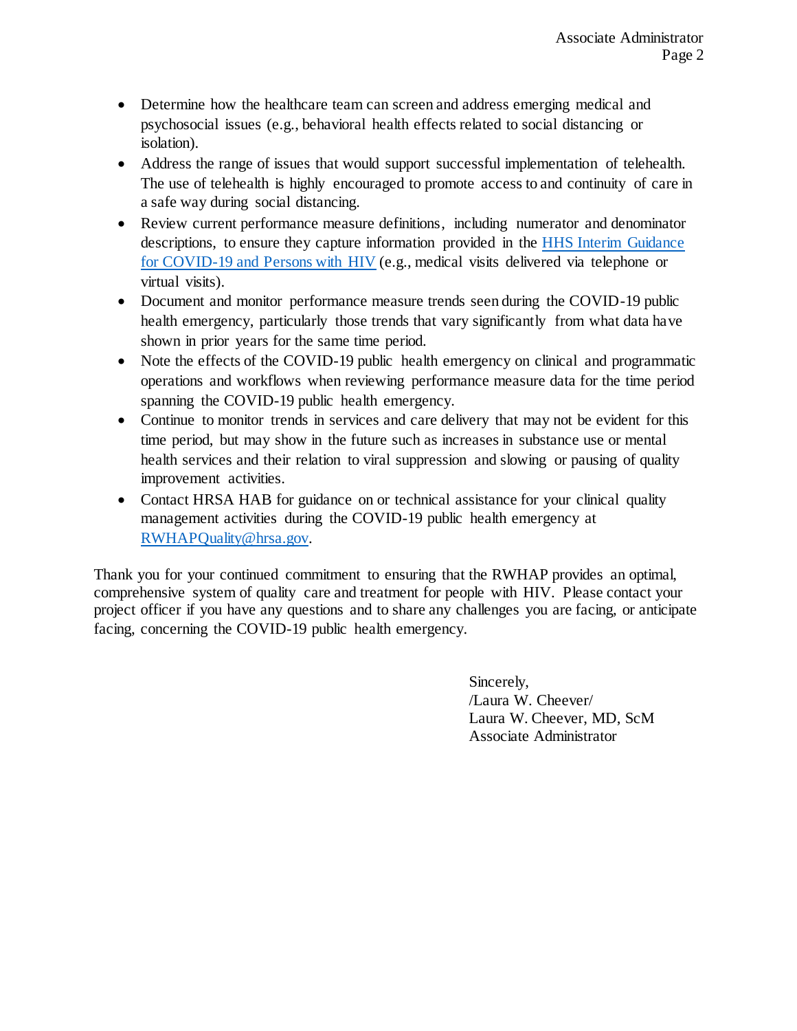- Determine how the healthcare team can screen and address emerging medical and psychosocial issues (e.g., behavioral health effects related to social distancing or isolation).
- Address the range of issues that would support successful implementation of telehealth. The use of telehealth is highly encouraged to promote access to and continuity of care in a safe way during social distancing.
- Review current performance measure definitions, including numerator and denominator descriptions, to ensure they capture information provided in the [HHS Interim Guidance for COVID-19 and Persons with HIV](#) (e.g., medical visits delivered via telephone or virtual visits).
- Document and monitor performance measure trends seen during the COVID-19 public health emergency, particularly those trends that vary significantly from what data have shown in prior years for the same time period.
- Note the effects of the COVID-19 public health emergency on clinical and programmatic operations and workflows when reviewing performance measure data for the time period spanning the COVID-19 public health emergency.
- Continue to monitor trends in services and care delivery that may not be evident for this time period, but may show in the future such as increases in substance use or mental health services and their relation to viral suppression and slowing or pausing of quality improvement activities.
- Contact HRSA HAB for guidance on or technical assistance for your clinical quality management activities during the COVID-19 public health emergency at [RWHAPQuality@hrsa.gov](mailto:RWHAPQuality@hrsa.gov).

Thank you for your continued commitment to ensuring that the RWHAP provides an optimal, comprehensive system of quality care and treatment for people with HIV. Please contact your project officer if you have any questions and to share any challenges you are facing, or anticipate facing, concerning the COVID-19 public health emergency.

Sincerely,
/Laura W. Cheever/
Laura W. Cheever, MD, ScM
Associate Administrator